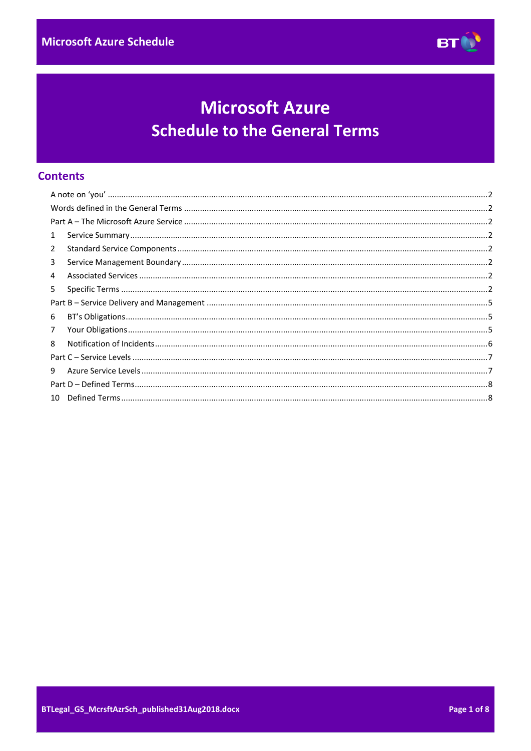# Microsoft Azure
# Schedule to the General Terms

## Contents

A note on 'you' ....................................................................................................................................................2
Words defined in the General Terms ....................................................................................................................2
Part A – The Microsoft Azure Service ....................................................................................................................2
1 Service Summary ..............................................................................................................................................2
2 Standard Service Components ..........................................................................................................................2
3 Service Management Boundary ........................................................................................................................2
4 Associated Services ..........................................................................................................................................2
5 Specific Terms ..................................................................................................................................................2
Part B – Service Delivery and Management ...........................................................................................................5
6 BT's Obligations ................................................................................................................................................5
7 Your Obligations ................................................................................................................................................5
8 Notification of Incidents ....................................................................................................................................6
Part C – Service Levels ..........................................................................................................................................7
9 Azure Service Levels ..........................................................................................................................................7
Part D – Defined Terms ..........................................................................................................................................8
10 Defined Terms ..................................................................................................................................................8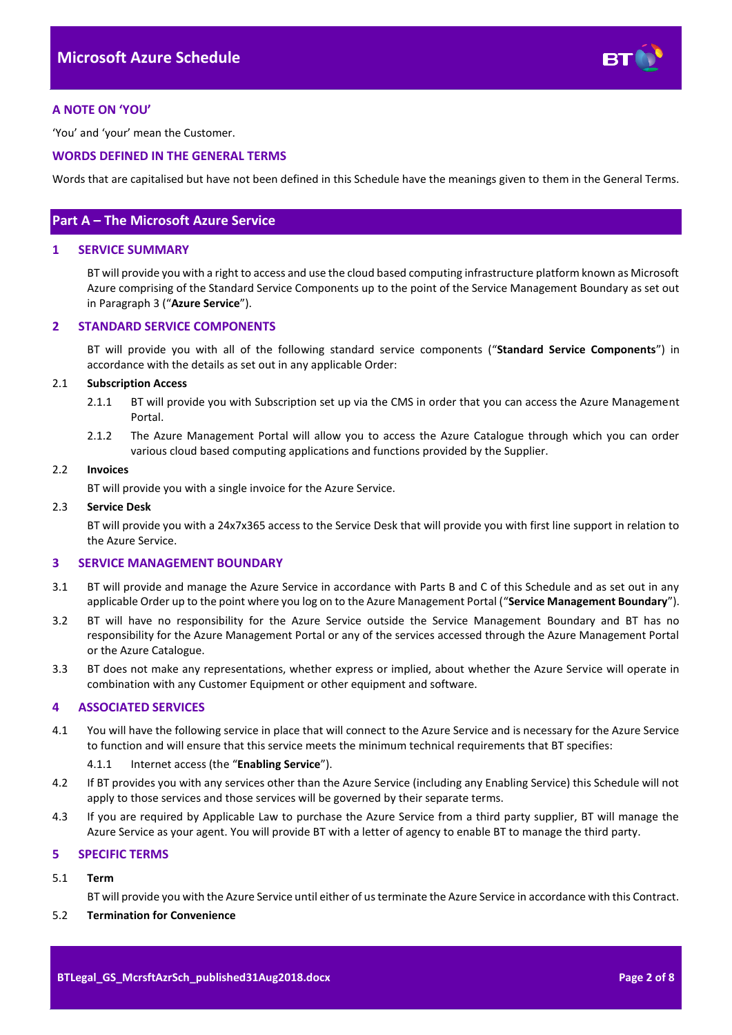## A NOTE ON 'YOU'

'You' and 'your' mean the Customer.

## WORDS DEFINED IN THE GENERAL TERMS

Words that are capitalised but have not been defined in this Schedule have the meanings given to them in the General Terms.

# Part A – The Microsoft Azure Service

## 1 SERVICE SUMMARY

BT will provide you with a right to access and use the cloud based computing infrastructure platform known as Microsoft Azure comprising of the Standard Service Components up to the point of the Service Management Boundary as set out in Paragraph 3 ("**Azure Service**").

## 2 STANDARD SERVICE COMPONENTS

BT will provide you with all of the following standard service components ("**Standard Service Components**") in accordance with the details as set out in any applicable Order:

2.1 **Subscription Access**

2.1.1 BT will provide you with Subscription set up via the CMS in order that you can access the Azure Management Portal.

2.1.2 The Azure Management Portal will allow you to access the Azure Catalogue through which you can order various cloud based computing applications and functions provided by the Supplier.

2.2 **Invoices**

BT will provide you with a single invoice for the Azure Service.

2.3 **Service Desk**

BT will provide you with a 24x7x365 access to the Service Desk that will provide you with first line support in relation to the Azure Service.

## 3 SERVICE MANAGEMENT BOUNDARY

3.1 BT will provide and manage the Azure Service in accordance with Parts B and C of this Schedule and as set out in any applicable Order up to the point where you log on to the Azure Management Portal ("**Service Management Boundary**").

3.2 BT will have no responsibility for the Azure Service outside the Service Management Boundary and BT has no responsibility for the Azure Management Portal or any of the services accessed through the Azure Management Portal or the Azure Catalogue.

3.3 BT does not make any representations, whether express or implied, about whether the Azure Service will operate in combination with any Customer Equipment or other equipment and software.

## 4 ASSOCIATED SERVICES

4.1 You will have the following service in place that will connect to the Azure Service and is necessary for the Azure Service to function and will ensure that this service meets the minimum technical requirements that BT specifies:

4.1.1 Internet access (the "**Enabling Service**").

4.2 If BT provides you with any services other than the Azure Service (including any Enabling Service) this Schedule will not apply to those services and those services will be governed by their separate terms.

4.3 If you are required by Applicable Law to purchase the Azure Service from a third party supplier, BT will manage the Azure Service as your agent. You will provide BT with a letter of agency to enable BT to manage the third party.

## 5 SPECIFIC TERMS

5.1 **Term**

BT will provide you with the Azure Service until either of us terminate the Azure Service in accordance with this Contract.

5.2 **Termination for Convenience**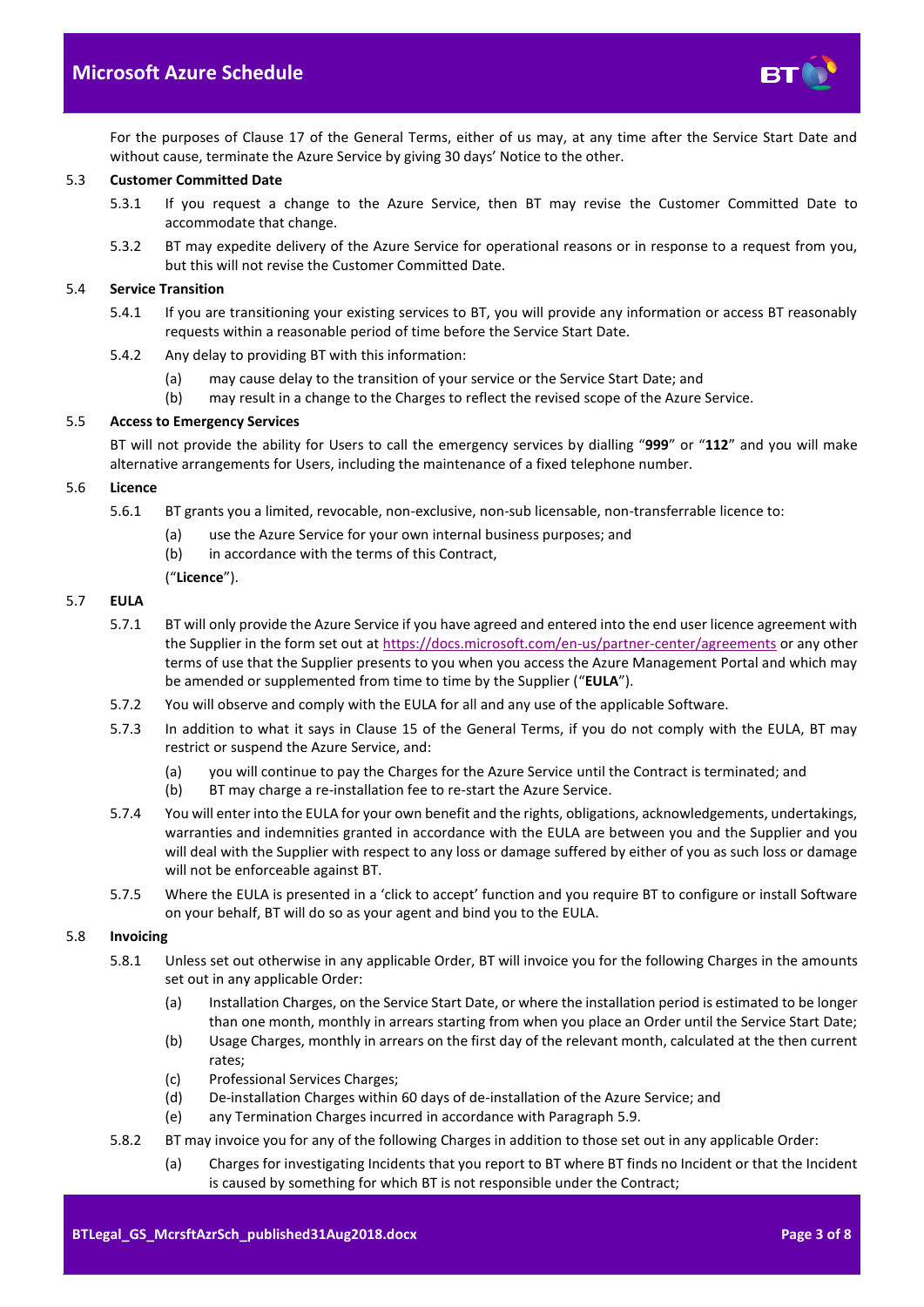For the purposes of Clause 17 of the General Terms, either of us may, at any time after the Service Start Date and without cause, terminate the Azure Service by giving 30 days' Notice to the other.

5.3 **Customer Committed Date**

5.3.1 If you request a change to the Azure Service, then BT may revise the Customer Committed Date to accommodate that change.

5.3.2 BT may expedite delivery of the Azure Service for operational reasons or in response to a request from you, but this will not revise the Customer Committed Date.

5.4 **Service Transition**

5.4.1 If you are transitioning your existing services to BT, you will provide any information or access BT reasonably requests within a reasonable period of time before the Service Start Date.

5.4.2 Any delay to providing BT with this information:

(a) may cause delay to the transition of your service or the Service Start Date; and

(b) may result in a change to the Charges to reflect the revised scope of the Azure Service.

5.5 **Access to Emergency Services**

BT will not provide the ability for Users to call the emergency services by dialling "**999**" or "**112**" and you will make alternative arrangements for Users, including the maintenance of a fixed telephone number.

5.6 **Licence**

5.6.1 BT grants you a limited, revocable, non-exclusive, non-sub licensable, non-transferrable licence to:

(a) use the Azure Service for your own internal business purposes; and

(b) in accordance with the terms of this Contract,

("**Licence**").

5.7 **EULA**

5.7.1 BT will only provide the Azure Service if you have agreed and entered into the end user licence agreement with the Supplier in the form set out at https://docs.microsoft.com/en-us/partner-center/agreements or any other terms of use that the Supplier presents to you when you access the Azure Management Portal and which may be amended or supplemented from time to time by the Supplier ("**EULA**").

5.7.2 You will observe and comply with the EULA for all and any use of the applicable Software.

5.7.3 In addition to what it says in Clause 15 of the General Terms, if you do not comply with the EULA, BT may restrict or suspend the Azure Service, and:

(a) you will continue to pay the Charges for the Azure Service until the Contract is terminated; and

(b) BT may charge a re-installation fee to re-start the Azure Service.

5.7.4 You will enter into the EULA for your own benefit and the rights, obligations, acknowledgements, undertakings, warranties and indemnities granted in accordance with the EULA are between you and the Supplier and you will deal with the Supplier with respect to any loss or damage suffered by either of you as such loss or damage will not be enforceable against BT.

5.7.5 Where the EULA is presented in a 'click to accept' function and you require BT to configure or install Software on your behalf, BT will do so as your agent and bind you to the EULA.

5.8 **Invoicing**

5.8.1 Unless set out otherwise in any applicable Order, BT will invoice you for the following Charges in the amounts set out in any applicable Order:

(a) Installation Charges, on the Service Start Date, or where the installation period is estimated to be longer than one month, monthly in arrears starting from when you place an Order until the Service Start Date;

(b) Usage Charges, monthly in arrears on the first day of the relevant month, calculated at the then current rates;

(c) Professional Services Charges;

(d) De-installation Charges within 60 days of de-installation of the Azure Service; and

(e) any Termination Charges incurred in accordance with Paragraph 5.9.

5.8.2 BT may invoice you for any of the following Charges in addition to those set out in any applicable Order:

(a) Charges for investigating Incidents that you report to BT where BT finds no Incident or that the Incident is caused by something for which BT is not responsible under the Contract;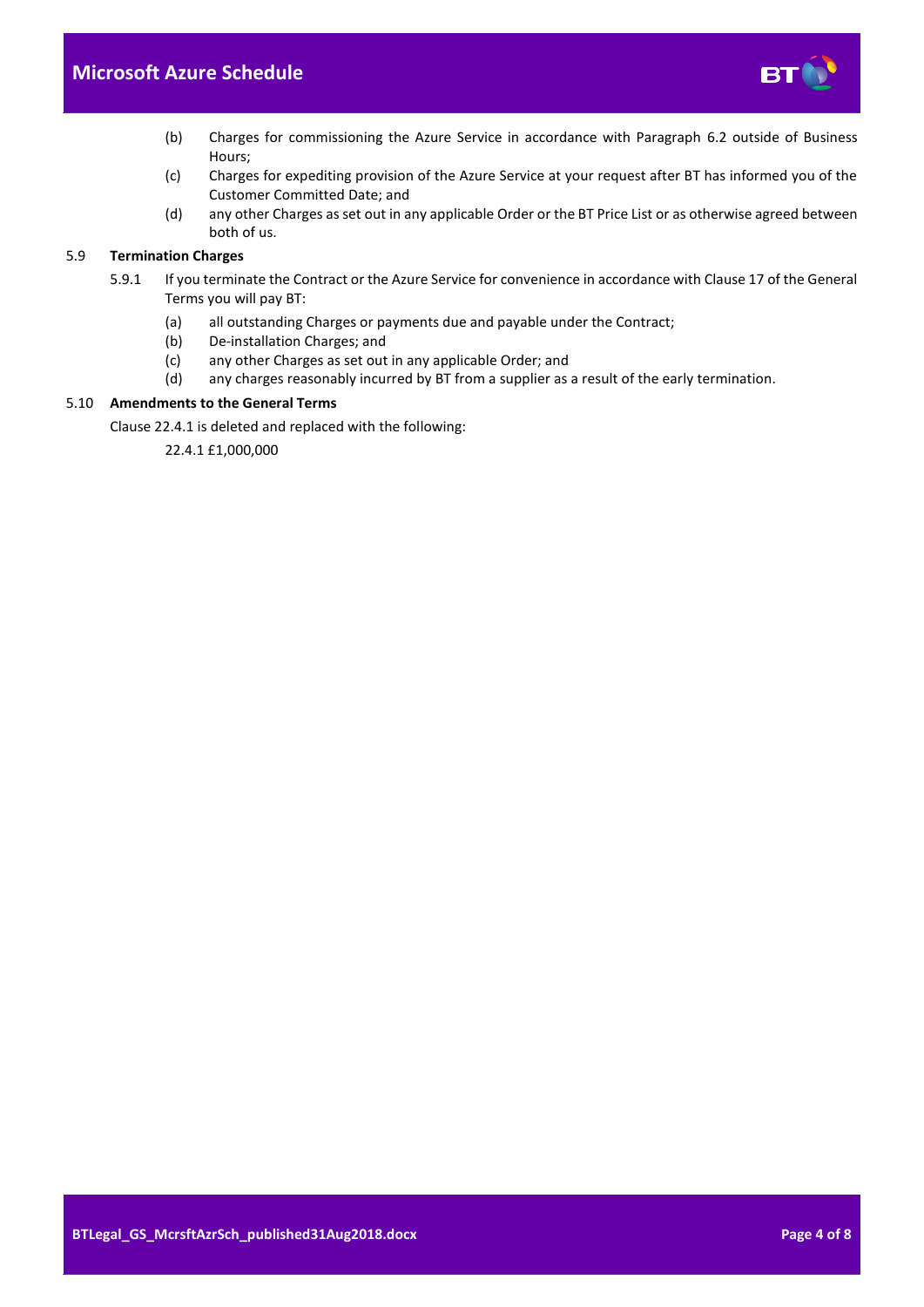(b) Charges for commissioning the Azure Service in accordance with Paragraph 6.2 outside of Business Hours;

(c) Charges for expediting provision of the Azure Service at your request after BT has informed you of the Customer Committed Date; and

(d) any other Charges as set out in any applicable Order or the BT Price List or as otherwise agreed between both of us.

### 5.9 Termination Charges

5.9.1 If you terminate the Contract or the Azure Service for convenience in accordance with Clause 17 of the General Terms you will pay BT:

(a) all outstanding Charges or payments due and payable under the Contract;

(b) De-installation Charges; and

(c) any other Charges as set out in any applicable Order; and

(d) any charges reasonably incurred by BT from a supplier as a result of the early termination.

### 5.10 Amendments to the General Terms

Clause 22.4.1 is deleted and replaced with the following:

22.4.1 £1,000,000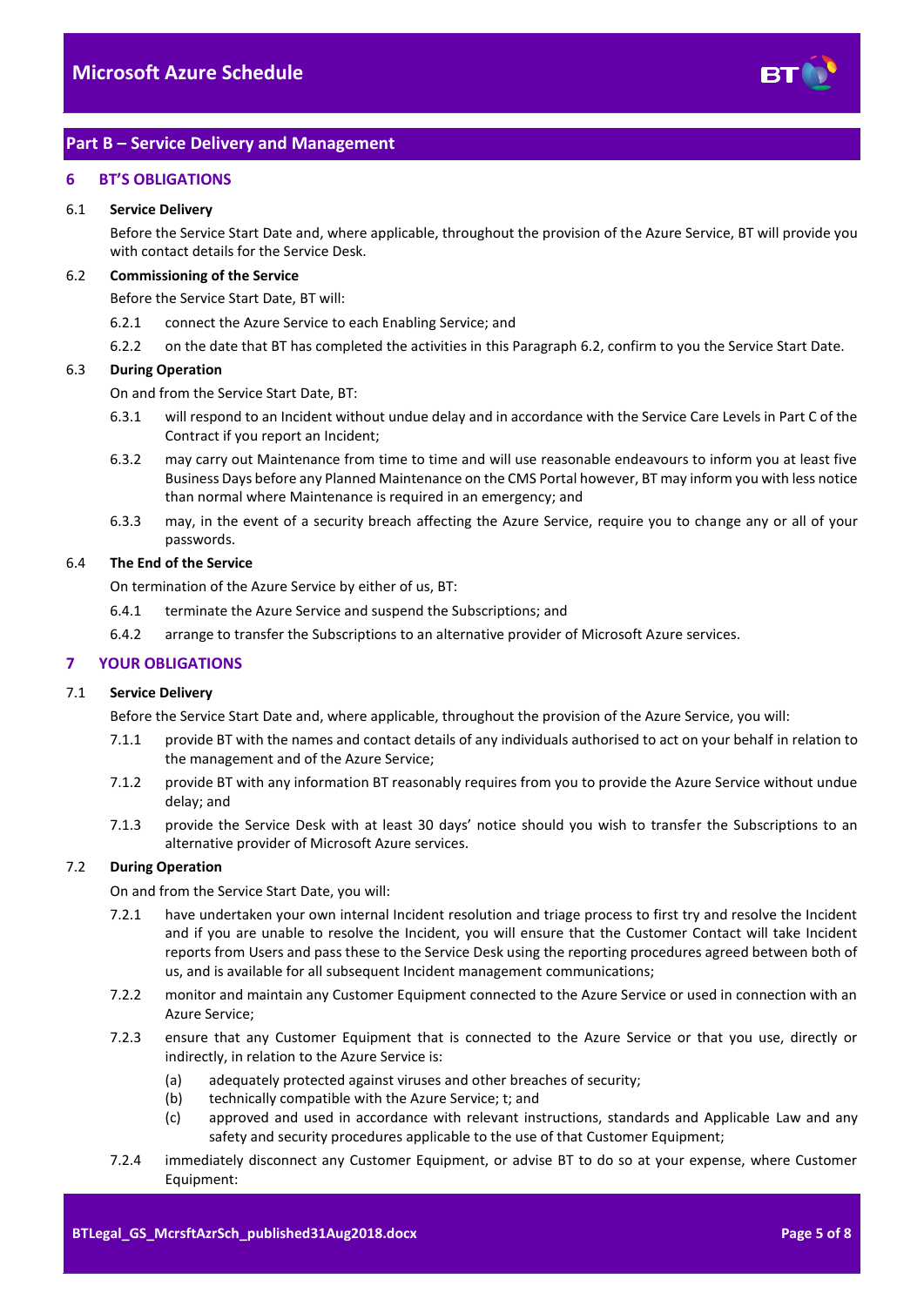## Part B – Service Delivery and Management

### 6 BT'S OBLIGATIONS

6.1 **Service Delivery**

Before the Service Start Date and, where applicable, throughout the provision of the Azure Service, BT will provide you with contact details for the Service Desk.

6.2 **Commissioning of the Service**

Before the Service Start Date, BT will:

6.2.1 connect the Azure Service to each Enabling Service; and

6.2.2 on the date that BT has completed the activities in this Paragraph 6.2, confirm to you the Service Start Date.

6.3 **During Operation**

On and from the Service Start Date, BT:

6.3.1 will respond to an Incident without undue delay and in accordance with the Service Care Levels in Part C of the Contract if you report an Incident;

6.3.2 may carry out Maintenance from time to time and will use reasonable endeavours to inform you at least five Business Days before any Planned Maintenance on the CMS Portal however, BT may inform you with less notice than normal where Maintenance is required in an emergency; and

6.3.3 may, in the event of a security breach affecting the Azure Service, require you to change any or all of your passwords.

6.4 **The End of the Service**

On termination of the Azure Service by either of us, BT:

6.4.1 terminate the Azure Service and suspend the Subscriptions; and

6.4.2 arrange to transfer the Subscriptions to an alternative provider of Microsoft Azure services.

### 7 YOUR OBLIGATIONS

7.1 **Service Delivery**

Before the Service Start Date and, where applicable, throughout the provision of the Azure Service, you will:

7.1.1 provide BT with the names and contact details of any individuals authorised to act on your behalf in relation to the management and of the Azure Service;

7.1.2 provide BT with any information BT reasonably requires from you to provide the Azure Service without undue delay; and

7.1.3 provide the Service Desk with at least 30 days' notice should you wish to transfer the Subscriptions to an alternative provider of Microsoft Azure services.

7.2 **During Operation**

On and from the Service Start Date, you will:

7.2.1 have undertaken your own internal Incident resolution and triage process to first try and resolve the Incident and if you are unable to resolve the Incident, you will ensure that the Customer Contact will take Incident reports from Users and pass these to the Service Desk using the reporting procedures agreed between both of us, and is available for all subsequent Incident management communications;

7.2.2 monitor and maintain any Customer Equipment connected to the Azure Service or used in connection with an Azure Service;

7.2.3 ensure that any Customer Equipment that is connected to the Azure Service or that you use, directly or indirectly, in relation to the Azure Service is:

(a) adequately protected against viruses and other breaches of security;

(b) technically compatible with the Azure Service; t; and

(c) approved and used in accordance with relevant instructions, standards and Applicable Law and any safety and security procedures applicable to the use of that Customer Equipment;

7.2.4 immediately disconnect any Customer Equipment, or advise BT to do so at your expense, where Customer Equipment: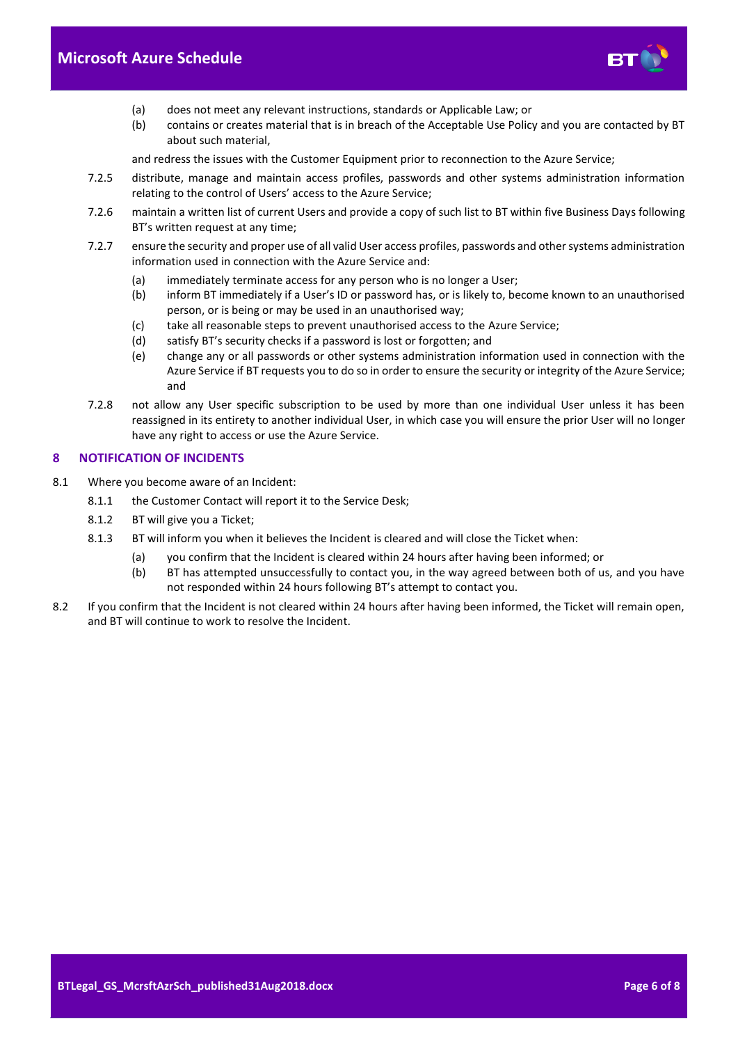(a) does not meet any relevant instructions, standards or Applicable Law; or

(b) contains or creates material that is in breach of the Acceptable Use Policy and you are contacted by BT about such material,

and redress the issues with the Customer Equipment prior to reconnection to the Azure Service;

7.2.5 distribute, manage and maintain access profiles, passwords and other systems administration information relating to the control of Users' access to the Azure Service;

7.2.6 maintain a written list of current Users and provide a copy of such list to BT within five Business Days following BT's written request at any time;

7.2.7 ensure the security and proper use of all valid User access profiles, passwords and other systems administration information used in connection with the Azure Service and:

(a) immediately terminate access for any person who is no longer a User;

(b) inform BT immediately if a User's ID or password has, or is likely to, become known to an unauthorised person, or is being or may be used in an unauthorised way;

(c) take all reasonable steps to prevent unauthorised access to the Azure Service;

(d) satisfy BT's security checks if a password is lost or forgotten; and

(e) change any or all passwords or other systems administration information used in connection with the Azure Service if BT requests you to do so in order to ensure the security or integrity of the Azure Service; and

7.2.8 not allow any User specific subscription to be used by more than one individual User unless it has been reassigned in its entirety to another individual User, in which case you will ensure the prior User will no longer have any right to access or use the Azure Service.

## 8 NOTIFICATION OF INCIDENTS

8.1 Where you become aware of an Incident:

8.1.1 the Customer Contact will report it to the Service Desk;

8.1.2 BT will give you a Ticket;

8.1.3 BT will inform you when it believes the Incident is cleared and will close the Ticket when:

(a) you confirm that the Incident is cleared within 24 hours after having been informed; or

(b) BT has attempted unsuccessfully to contact you, in the way agreed between both of us, and you have not responded within 24 hours following BT's attempt to contact you.

8.2 If you confirm that the Incident is not cleared within 24 hours after having been informed, the Ticket will remain open, and BT will continue to work to resolve the Incident.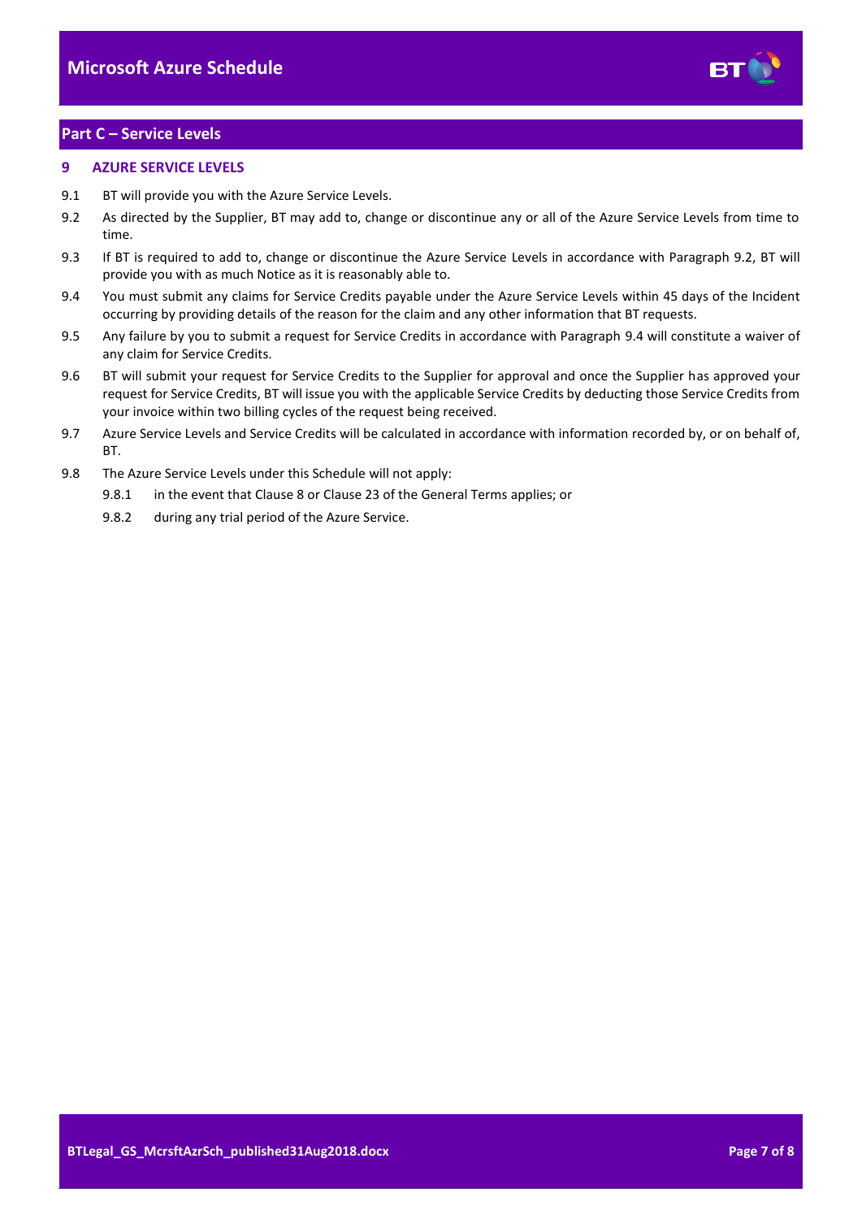## Part C – Service Levels

### 9 AZURE SERVICE LEVELS

9.1 BT will provide you with the Azure Service Levels.

9.2 As directed by the Supplier, BT may add to, change or discontinue any or all of the Azure Service Levels from time to time.

9.3 If BT is required to add to, change or discontinue the Azure Service Levels in accordance with Paragraph 9.2, BT will provide you with as much Notice as it is reasonably able to.

9.4 You must submit any claims for Service Credits payable under the Azure Service Levels within 45 days of the Incident occurring by providing details of the reason for the claim and any other information that BT requests.

9.5 Any failure by you to submit a request for Service Credits in accordance with Paragraph 9.4 will constitute a waiver of any claim for Service Credits.

9.6 BT will submit your request for Service Credits to the Supplier for approval and once the Supplier has approved your request for Service Credits, BT will issue you with the applicable Service Credits by deducting those Service Credits from your invoice within two billing cycles of the request being received.

9.7 Azure Service Levels and Service Credits will be calculated in accordance with information recorded by, or on behalf of, BT.

9.8 The Azure Service Levels under this Schedule will not apply:

9.8.1 in the event that Clause 8 or Clause 23 of the General Terms applies; or

9.8.2 during any trial period of the Azure Service.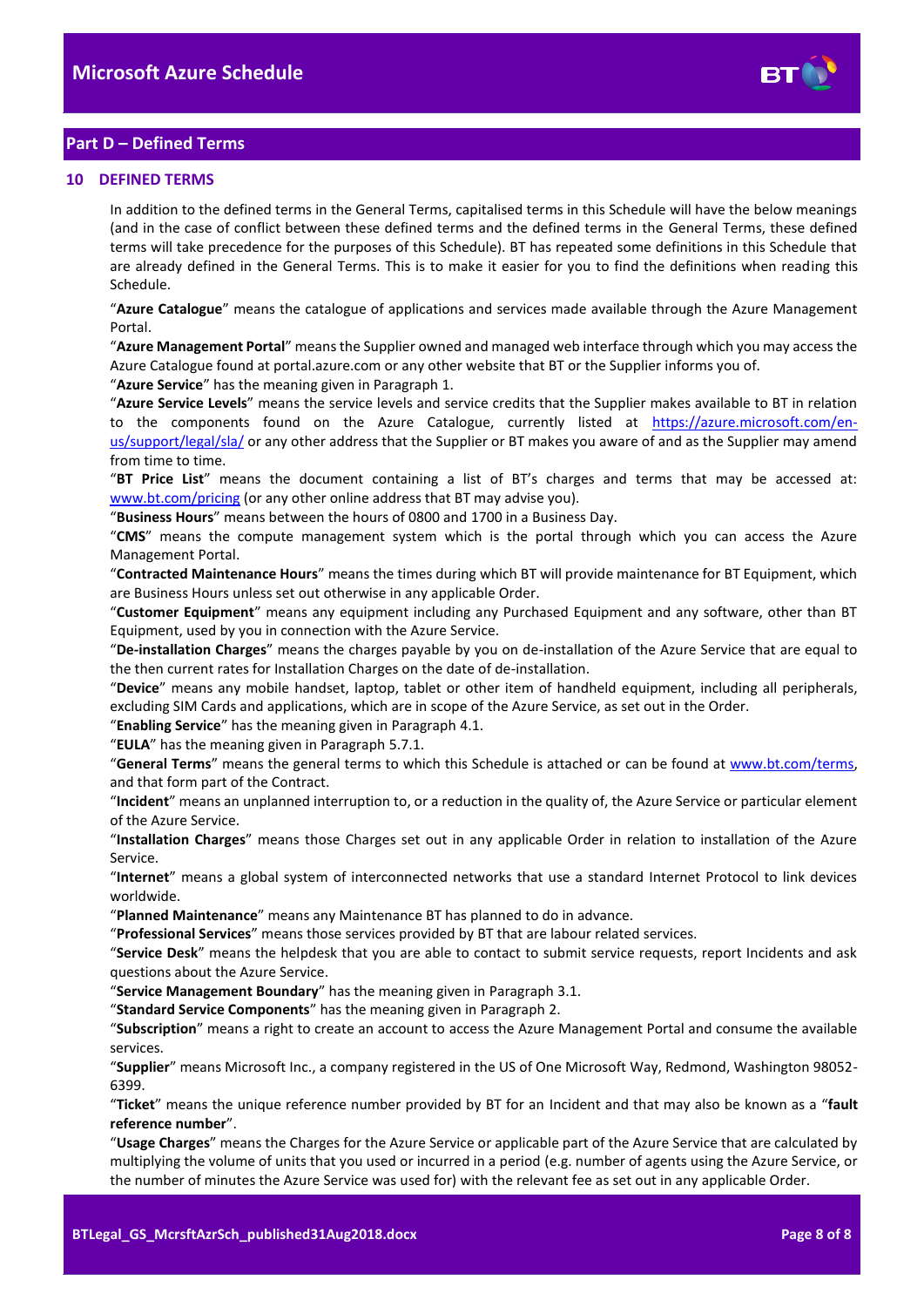## Part D – Defined Terms

### 10 DEFINED TERMS

In addition to the defined terms in the General Terms, capitalised terms in this Schedule will have the below meanings (and in the case of conflict between these defined terms and the defined terms in the General Terms, these defined terms will take precedence for the purposes of this Schedule). BT has repeated some definitions in this Schedule that are already defined in the General Terms. This is to make it easier for you to find the definitions when reading this Schedule.

"**Azure Catalogue**" means the catalogue of applications and services made available through the Azure Management Portal.

"**Azure Management Portal**" means the Supplier owned and managed web interface through which you may access the Azure Catalogue found at portal.azure.com or any other website that BT or the Supplier informs you of.

"**Azure Service**" has the meaning given in Paragraph 1.

"**Azure Service Levels**" means the service levels and service credits that the Supplier makes available to BT in relation to the components found on the Azure Catalogue, currently listed at https://azure.microsoft.com/en-us/support/legal/sla/ or any other address that the Supplier or BT makes you aware of and as the Supplier may amend from time to time.

"**BT Price List**" means the document containing a list of BT's charges and terms that may be accessed at: www.bt.com/pricing (or any other online address that BT may advise you).

"**Business Hours**" means between the hours of 0800 and 1700 in a Business Day.

"**CMS**" means the compute management system which is the portal through which you can access the Azure Management Portal.

"**Contracted Maintenance Hours**" means the times during which BT will provide maintenance for BT Equipment, which are Business Hours unless set out otherwise in any applicable Order.

"**Customer Equipment**" means any equipment including any Purchased Equipment and any software, other than BT Equipment, used by you in connection with the Azure Service.

"**De-installation Charges**" means the charges payable by you on de-installation of the Azure Service that are equal to the then current rates for Installation Charges on the date of de-installation.

"**Device**" means any mobile handset, laptop, tablet or other item of handheld equipment, including all peripherals, excluding SIM Cards and applications, which are in scope of the Azure Service, as set out in the Order.

"**Enabling Service**" has the meaning given in Paragraph 4.1.

"**EULA**" has the meaning given in Paragraph 5.7.1.

"**General Terms**" means the general terms to which this Schedule is attached or can be found at www.bt.com/terms, and that form part of the Contract.

"**Incident**" means an unplanned interruption to, or a reduction in the quality of, the Azure Service or particular element of the Azure Service.

"**Installation Charges**" means those Charges set out in any applicable Order in relation to installation of the Azure Service.

"**Internet**" means a global system of interconnected networks that use a standard Internet Protocol to link devices worldwide.

"**Planned Maintenance**" means any Maintenance BT has planned to do in advance.

"**Professional Services**" means those services provided by BT that are labour related services.

"**Service Desk**" means the helpdesk that you are able to contact to submit service requests, report Incidents and ask questions about the Azure Service.

"**Service Management Boundary**" has the meaning given in Paragraph 3.1.

"**Standard Service Components**" has the meaning given in Paragraph 2.

"**Subscription**" means a right to create an account to access the Azure Management Portal and consume the available services.

"**Supplier**" means Microsoft Inc., a company registered in the US of One Microsoft Way, Redmond, Washington 98052-6399.

"**Ticket**" means the unique reference number provided by BT for an Incident and that may also be known as a "**fault reference number**".

"**Usage Charges**" means the Charges for the Azure Service or applicable part of the Azure Service that are calculated by multiplying the volume of units that you used or incurred in a period (e.g. number of agents using the Azure Service, or the number of minutes the Azure Service was used for) with the relevant fee as set out in any applicable Order.